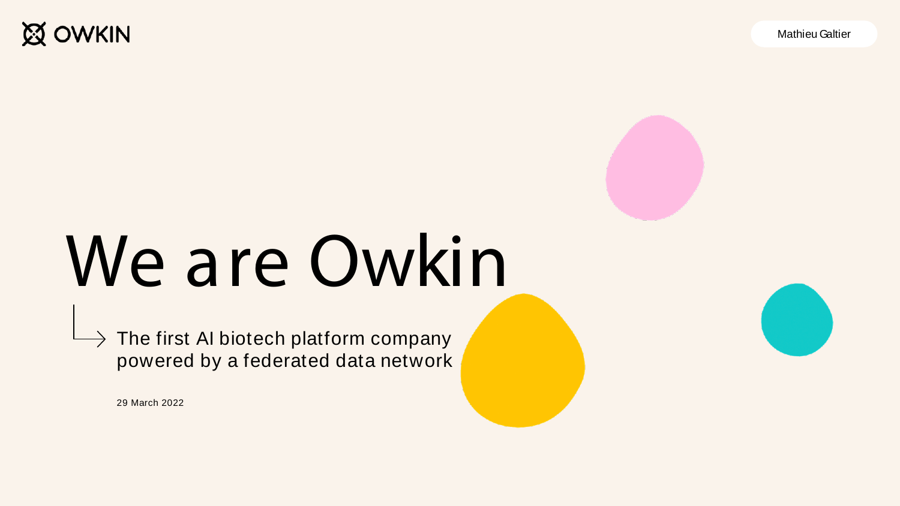OWKIN

Mathieu Galtier

# We are Owkin

The first AI biotech platform company powered by a federated data network

29 March 2022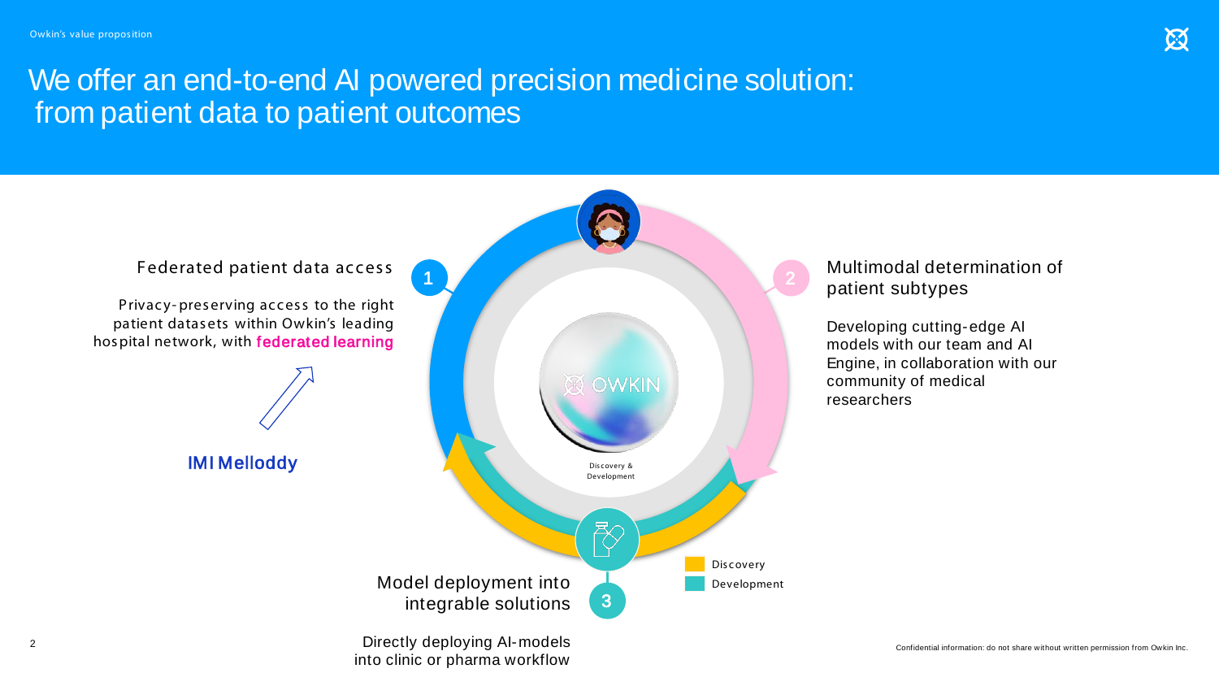# We offer an end-to-end AI powered precision medicine solution: from patient data to patient outcomes

**1** Federated patient data access

Privacy-preserving access to the right patient datasets within Owkin's leading hospital network, with **federated learning**

IMI Melloddy

**2** Multimodal determination of patient subtypes

Developing cutting-edge AI models with our team and AI Engine, in collaboration with our community of medical researchers

**3** Model deployment into integrable solutions

Directly deploying AI-models into clinic or pharma workflow

OWKIN

Discovery & Development

- Discovery
- Development

Confidential information: do not share without written permission from Owkin Inc.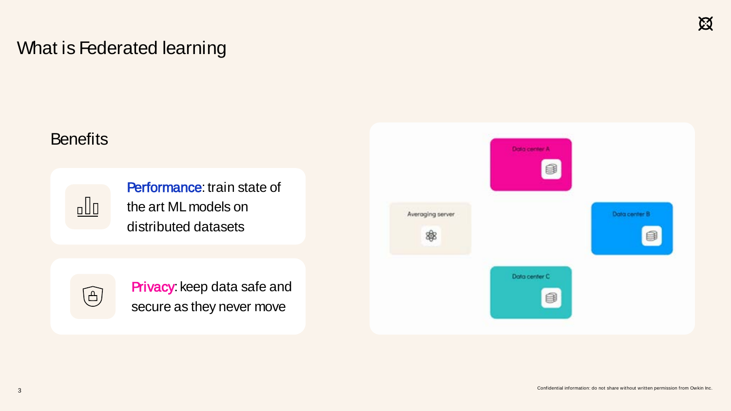# What is Federated learning

## Benefits

**Performance**: train state of the art ML models on distributed datasets

**Privacy**: keep data safe and secure as they never move

Data center A

Averaging server

Data center B

Data center C

Confidential information: do not share without written permission from Owkin Inc.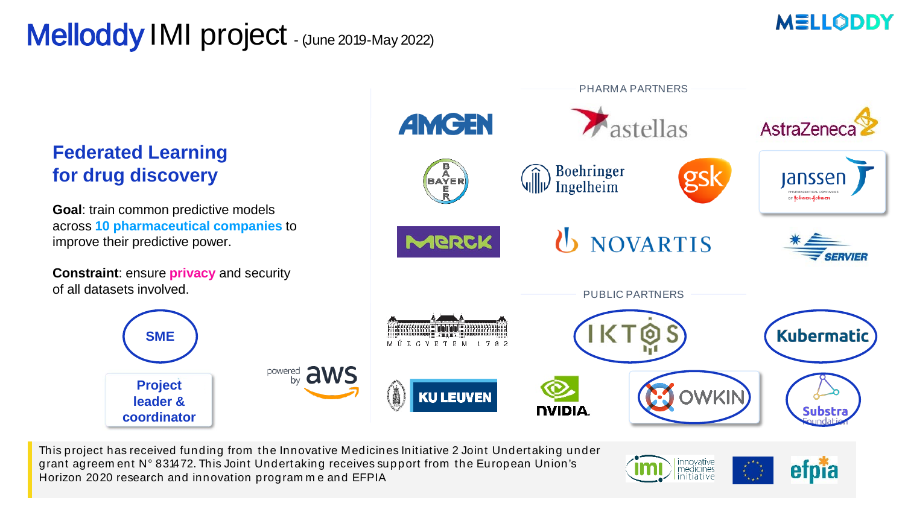# Melloddy IMI project - (June 2019-May 2022)

MELLODDY

## Federated Learning for drug discovery

**Goal**: train common predictive models across **10 pharmaceutical companies** to improve their predictive power.

**Constraint**: ensure **privacy** and security of all datasets involved.

SME

Project leader & coordinator

powered by aws

PHARMA PARTNERS

AMGEN, astellas, AstraZeneca, BAYER, Boehringer Ingelheim, gsk, janssen, MERCK, NOVARTIS, SERVIER

PUBLIC PARTNERS

MŰEGYETEM 1782, IKTOS, Kubermatic, KU LEUVEN, NVIDIA, OWKIN, Substra Foundation

This project has received funding from the Innovative Medicines Initiative 2 Joint Undertaking under grant agreement N° 831472. This Joint Undertaking receives support from the European Union's Horizon 2020 research and innovation programme and EFPIA

imi innovative medicines initiative, efpia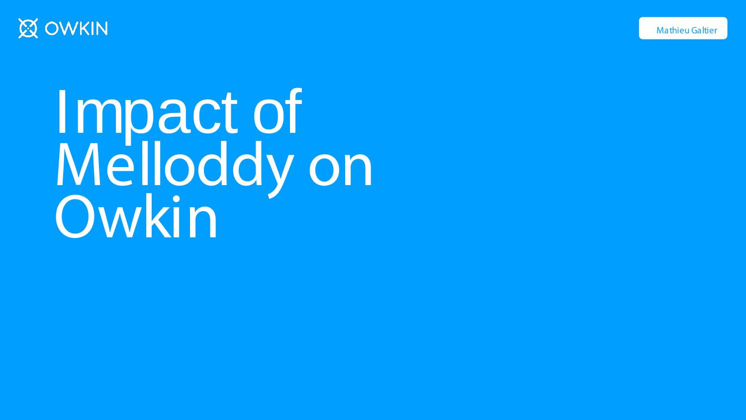# Impact of Melloddy on Owkin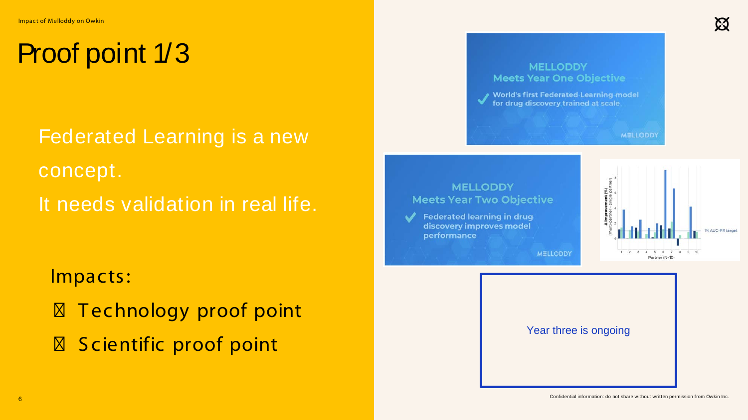# Proof point 1/3

Federated Learning is a new concept.
It needs validation in real life.

Impacts:

- Technology proof point
- Scientific proof point

**MELLODDY**
**Meets Year One Objective**

World's first Federated Learning model for drug discovery trained at scale

MELLODDY

**MELLODDY**
**Meets Year Two Objective**

Federated learning in drug discovery improves model performance

MELLODDY

Year three is ongoing

Confidential information: do not share without written permission from Owkin Inc.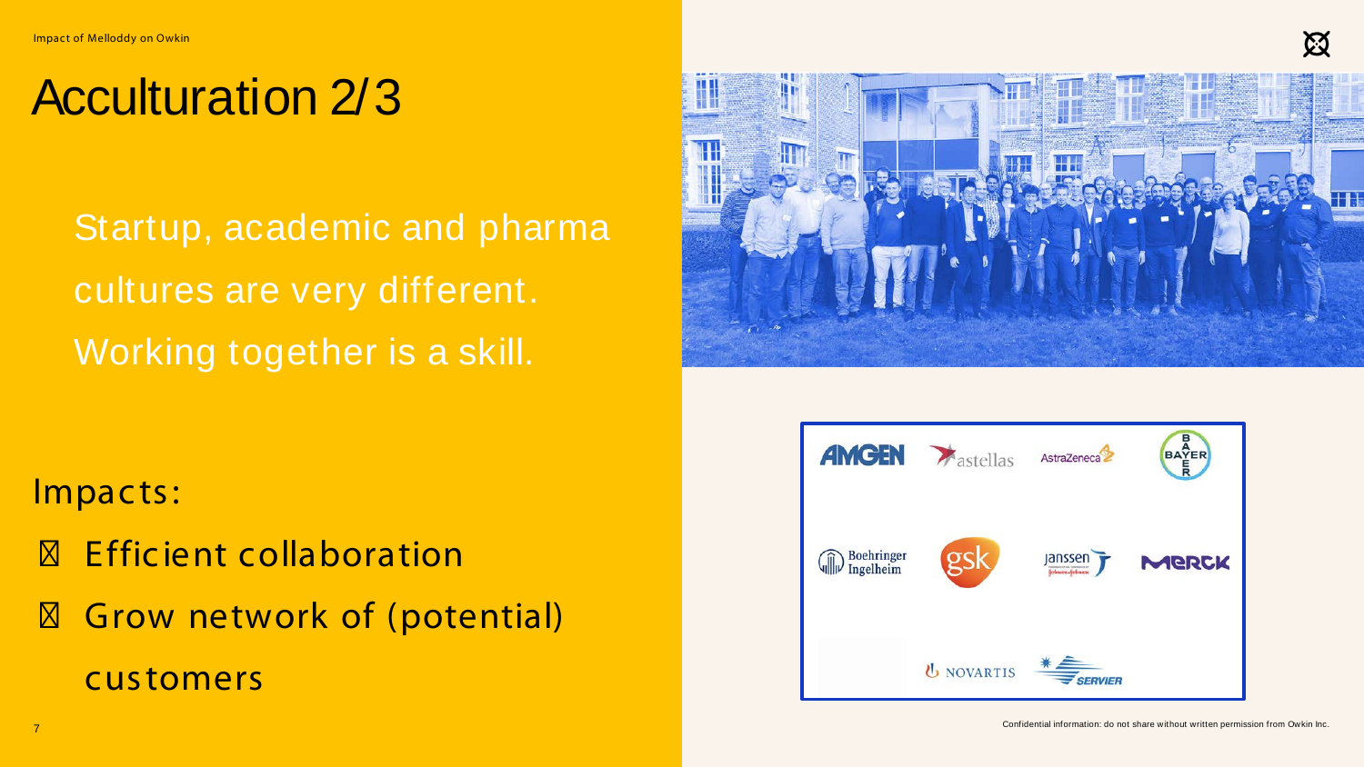# Acculturation 2/3

Startup, academic and pharma cultures are very different. Working together is a skill.

Impacts:

- Efficient collaboration
- Grow network of (potential) customers

Confidential information: do not share without written permission from Owkin Inc.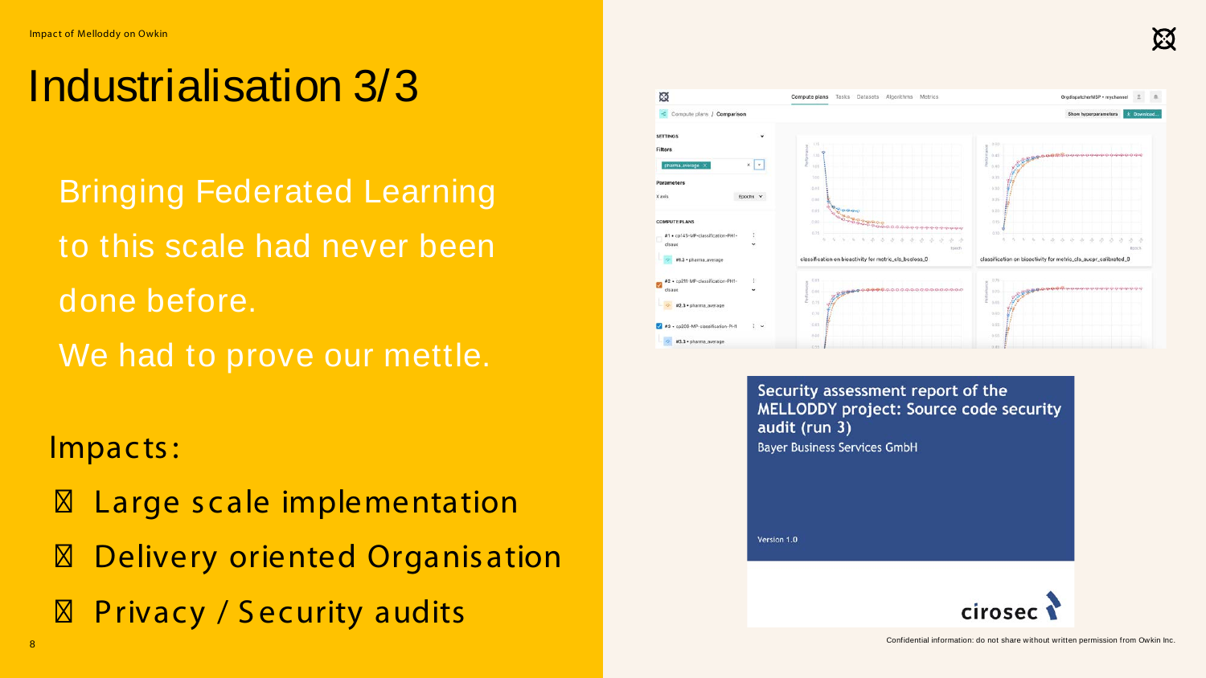# Industrialisation 3/3

Bringing Federated Learning to this scale had never been done before.

We had to prove our mettle.

Impacts:

- Large scale implementation
- Delivery oriented Organisation
- Privacy / Security audits

Security assessment report of the MELLODDY project: Source code security audit (run 3)

Bayer Business Services GmbH

Version 1.0

cirosec

Confidential information: do not share without written permission from Owkin Inc.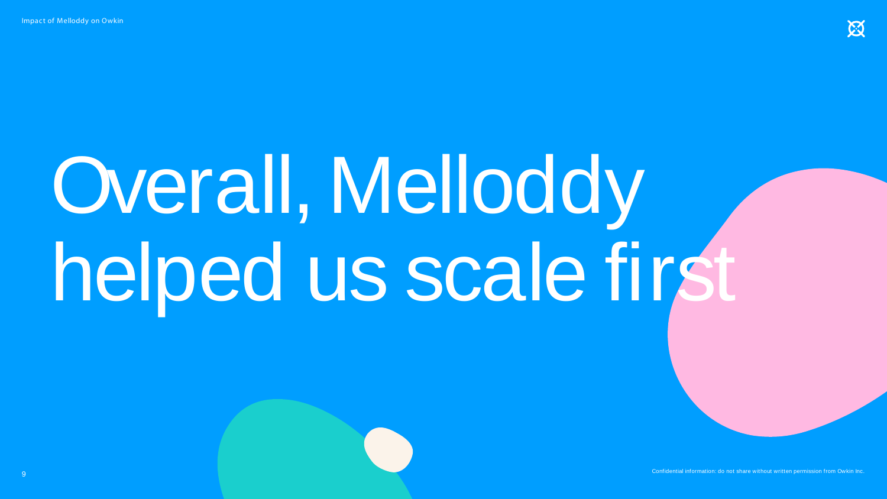# Overall, Melloddy helped us scale first

Confidential information: do not share without written permission from Owkin Inc.